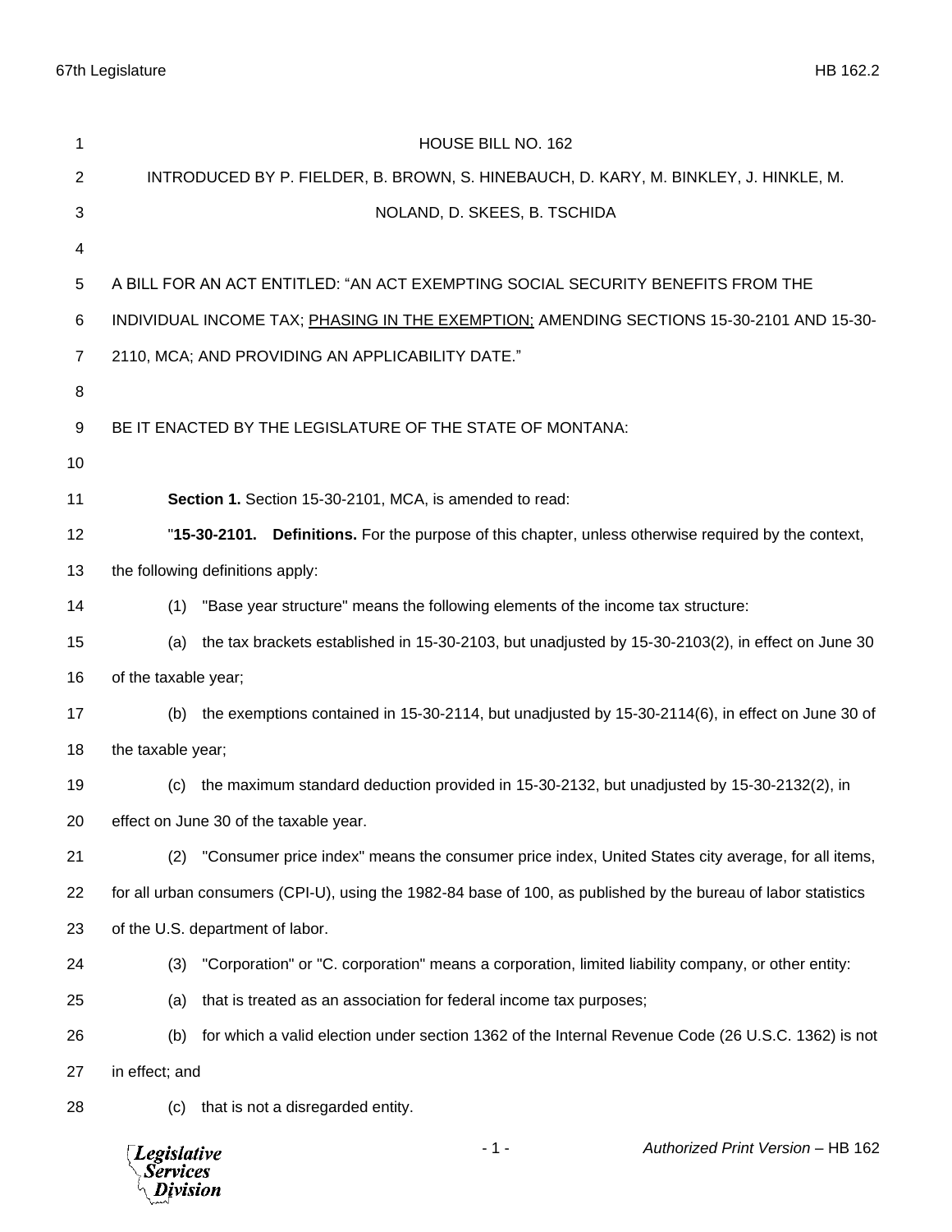HOUSE BILL NO. 162

INTRODUCED BY P. FIELDER, B. BROWN, S. HINEBAUCH, D. KARY, M. BINKLEY, J. HINKLE, M. NOLAND, D. SKEES, B. TSCHIDA

A BILL FOR AN ACT ENTITLED: "AN ACT EXEMPTING SOCIAL SECURITY BENEFITS FROM THE INDIVIDUAL INCOME TAX; PHASING IN THE EXEMPTION; AMENDING SECTIONS 15-30-2101 AND 15-30-2110, MCA; AND PROVIDING AN APPLICABILITY DATE."

BE IT ENACTED BY THE LEGISLATURE OF THE STATE OF MONTANA:

**Section 1.** Section 15-30-2101, MCA, is amended to read:

"**15-30-2101. Definitions.** For the purpose of this chapter, unless otherwise required by the context, the following definitions apply:

(1) "Base year structure" means the following elements of the income tax structure:

(a) the tax brackets established in 15-30-2103, but unadjusted by 15-30-2103(2), in effect on June 30 of the taxable year;

(b) the exemptions contained in 15-30-2114, but unadjusted by 15-30-2114(6), in effect on June 30 of the taxable year;

(c) the maximum standard deduction provided in 15-30-2132, but unadjusted by 15-30-2132(2), in effect on June 30 of the taxable year.

(2) "Consumer price index" means the consumer price index, United States city average, for all items, for all urban consumers (CPI-U), using the 1982-84 base of 100, as published by the bureau of labor statistics of the U.S. department of labor.

(3) "Corporation" or "C. corporation" means a corporation, limited liability company, or other entity:

(a) that is treated as an association for federal income tax purposes;

(b) for which a valid election under section 1362 of the Internal Revenue Code (26 U.S.C. 1362) is not in effect; and

(c) that is not a disregarded entity.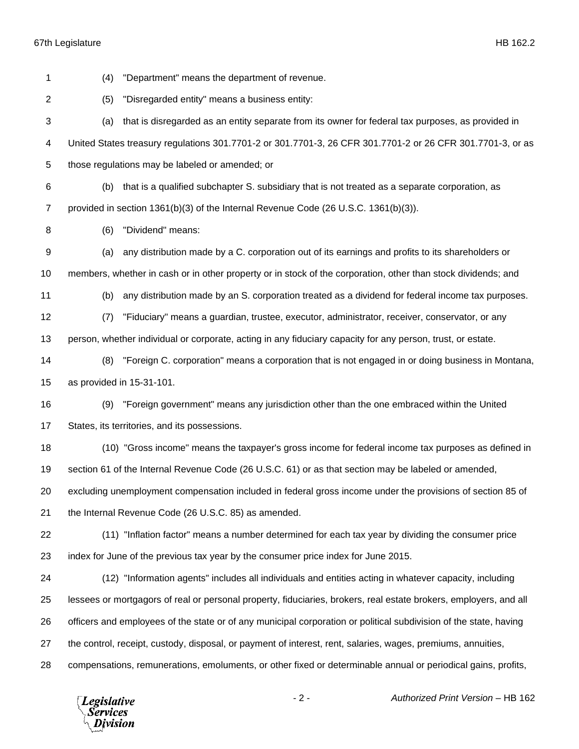(4) "Department" means the department of revenue.

(5) "Disregarded entity" means a business entity:

(a) that is disregarded as an entity separate from its owner for federal tax purposes, as provided in United States treasury regulations 301.7701-2 or 301.7701-3, 26 CFR 301.7701-2 or 26 CFR 301.7701-3, or as those regulations may be labeled or amended; or

(b) that is a qualified subchapter S. subsidiary that is not treated as a separate corporation, as provided in section 1361(b)(3) of the Internal Revenue Code (26 U.S.C. 1361(b)(3)).

(6) "Dividend" means:

(a) any distribution made by a C. corporation out of its earnings and profits to its shareholders or members, whether in cash or in other property or in stock of the corporation, other than stock dividends; and

(b) any distribution made by an S. corporation treated as a dividend for federal income tax purposes.

(7) "Fiduciary" means a guardian, trustee, executor, administrator, receiver, conservator, or any person, whether individual or corporate, acting in any fiduciary capacity for any person, trust, or estate.

(8) "Foreign C. corporation" means a corporation that is not engaged in or doing business in Montana, as provided in 15-31-101.

(9) "Foreign government" means any jurisdiction other than the one embraced within the United States, its territories, and its possessions.

(10) "Gross income" means the taxpayer's gross income for federal income tax purposes as defined in section 61 of the Internal Revenue Code (26 U.S.C. 61) or as that section may be labeled or amended, excluding unemployment compensation included in federal gross income under the provisions of section 85 of the Internal Revenue Code (26 U.S.C. 85) as amended.

(11) "Inflation factor" means a number determined for each tax year by dividing the consumer price index for June of the previous tax year by the consumer price index for June 2015.

(12) "Information agents" includes all individuals and entities acting in whatever capacity, including lessees or mortgagors of real or personal property, fiduciaries, brokers, real estate brokers, employers, and all officers and employees of the state or of any municipal corporation or political subdivision of the state, having the control, receipt, custody, disposal, or payment of interest, rent, salaries, wages, premiums, annuities, compensations, remunerations, emoluments, or other fixed or determinable annual or periodical gains, profits,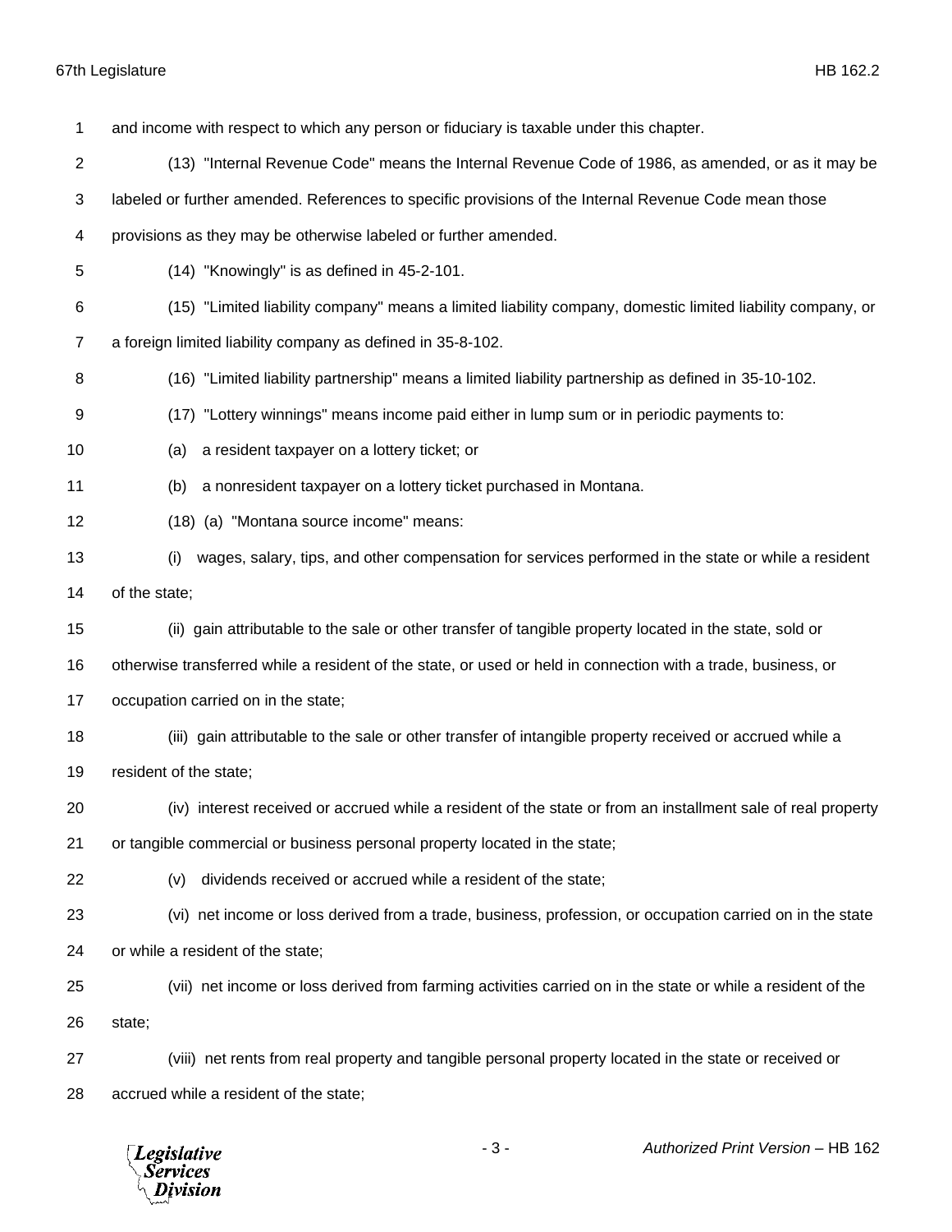and income with respect to which any person or fiduciary is taxable under this chapter.

(13) "Internal Revenue Code" means the Internal Revenue Code of 1986, as amended, or as it may be labeled or further amended. References to specific provisions of the Internal Revenue Code mean those provisions as they may be otherwise labeled or further amended.

(14) "Knowingly" is as defined in 45-2-101.

(15) "Limited liability company" means a limited liability company, domestic limited liability company, or a foreign limited liability company as defined in 35-8-102.

(16) "Limited liability partnership" means a limited liability partnership as defined in 35-10-102.

(17) "Lottery winnings" means income paid either in lump sum or in periodic payments to:

(a) a resident taxpayer on a lottery ticket; or

(b) a nonresident taxpayer on a lottery ticket purchased in Montana.

(18) (a) "Montana source income" means:

(i) wages, salary, tips, and other compensation for services performed in the state or while a resident of the state;

(ii) gain attributable to the sale or other transfer of tangible property located in the state, sold or otherwise transferred while a resident of the state, or used or held in connection with a trade, business, or occupation carried on in the state;

(iii) gain attributable to the sale or other transfer of intangible property received or accrued while a resident of the state;

(iv) interest received or accrued while a resident of the state or from an installment sale of real property or tangible commercial or business personal property located in the state;

(v) dividends received or accrued while a resident of the state;

(vi) net income or loss derived from a trade, business, profession, or occupation carried on in the state or while a resident of the state;

(vii) net income or loss derived from farming activities carried on in the state or while a resident of the state;

(viii) net rents from real property and tangible personal property located in the state or received or accrued while a resident of the state;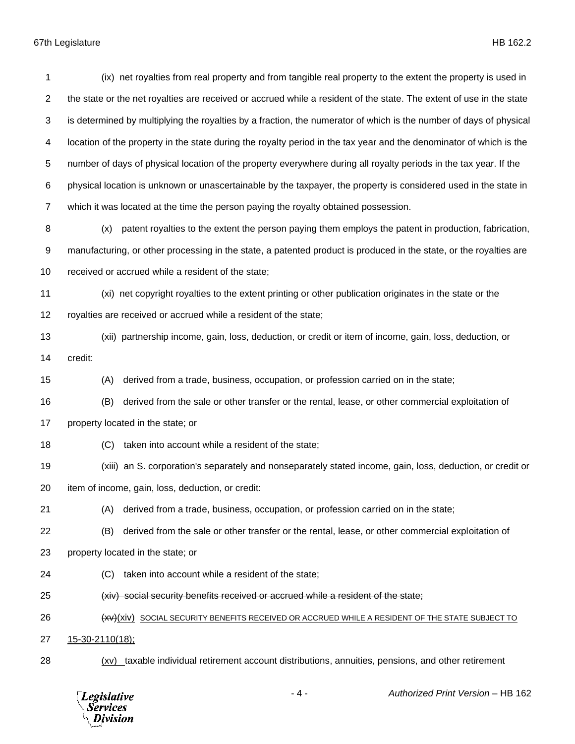(ix) net royalties from real property and from tangible real property to the extent the property is used in the state or the net royalties are received or accrued while a resident of the state. The extent of use in the state is determined by multiplying the royalties by a fraction, the numerator of which is the number of days of physical location of the property in the state during the royalty period in the tax year and the denominator of which is the number of days of physical location of the property everywhere during all royalty periods in the tax year. If the physical location is unknown or unascertainable by the taxpayer, the property is considered used in the state in which it was located at the time the person paying the royalty obtained possession.

(x) patent royalties to the extent the person paying them employs the patent in production, fabrication, manufacturing, or other processing in the state, a patented product is produced in the state, or the royalties are received or accrued while a resident of the state;

(xi) net copyright royalties to the extent printing or other publication originates in the state or the royalties are received or accrued while a resident of the state;

(xii) partnership income, gain, loss, deduction, or credit or item of income, gain, loss, deduction, or credit:

(A) derived from a trade, business, occupation, or profession carried on in the state;

(B) derived from the sale or other transfer or the rental, lease, or other commercial exploitation of property located in the state; or

(C) taken into account while a resident of the state;

(xiii) an S. corporation's separately and nonseparately stated income, gain, loss, deduction, or credit or item of income, gain, loss, deduction, or credit:

(A) derived from a trade, business, occupation, or profession carried on in the state;

(B) derived from the sale or other transfer or the rental, lease, or other commercial exploitation of property located in the state; or

(C) taken into account while a resident of the state;

~~(xiv) social security benefits received or accrued while a resident of the state;~~

~~(xv)~~(xiv) SOCIAL SECURITY BENEFITS RECEIVED OR ACCRUED WHILE A RESIDENT OF THE STATE SUBJECT TO 15-30-2110(18);

(xv) taxable individual retirement account distributions, annuities, pensions, and other retirement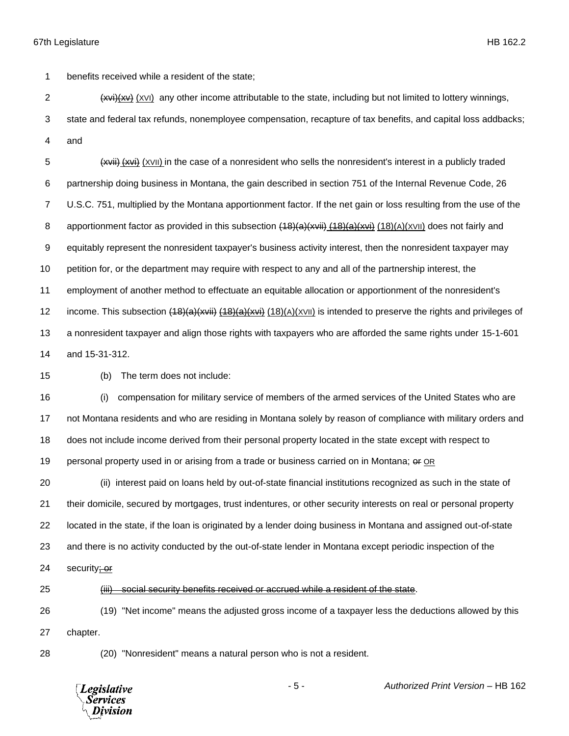benefits received while a resident of the state;

~~(xvi)(xv)~~ (XVI) any other income attributable to the state, including but not limited to lottery winnings, state and federal tax refunds, nonemployee compensation, recapture of tax benefits, and capital loss addbacks; and

~~(xvii) (xvi)~~ (XVII) in the case of a nonresident who sells the nonresident's interest in a publicly traded partnership doing business in Montana, the gain described in section 751 of the Internal Revenue Code, 26 U.S.C. 751, multiplied by the Montana apportionment factor. If the net gain or loss resulting from the use of the apportionment factor as provided in this subsection ~~(18)(a)(xvii) (18)(a)(xvi)~~ (18)(A)(XVII) does not fairly and equitably represent the nonresident taxpayer's business activity interest, then the nonresident taxpayer may petition for, or the department may require with respect to any and all of the partnership interest, the employment of another method to effectuate an equitable allocation or apportionment of the nonresident's income. This subsection ~~(18)(a)(xvii) (18)(a)(xvi)~~ (18)(A)(XVII) is intended to preserve the rights and privileges of a nonresident taxpayer and align those rights with taxpayers who are afforded the same rights under 15-1-601 and 15-31-312.

(b) The term does not include:

(i) compensation for military service of members of the armed services of the United States who are not Montana residents and who are residing in Montana solely by reason of compliance with military orders and does not include income derived from their personal property located in the state except with respect to personal property used in or arising from a trade or business carried on in Montana; ~~or~~ OR

(ii) interest paid on loans held by out-of-state financial institutions recognized as such in the state of their domicile, secured by mortgages, trust indentures, or other security interests on real or personal property located in the state, if the loan is originated by a lender doing business in Montana and assigned out-of-state and there is no activity conducted by the out-of-state lender in Montana except periodic inspection of the security~~; or~~

~~(iii) social security benefits received or accrued while a resident of the state~~.

(19) "Net income" means the adjusted gross income of a taxpayer less the deductions allowed by this chapter.

(20) "Nonresident" means a natural person who is not a resident.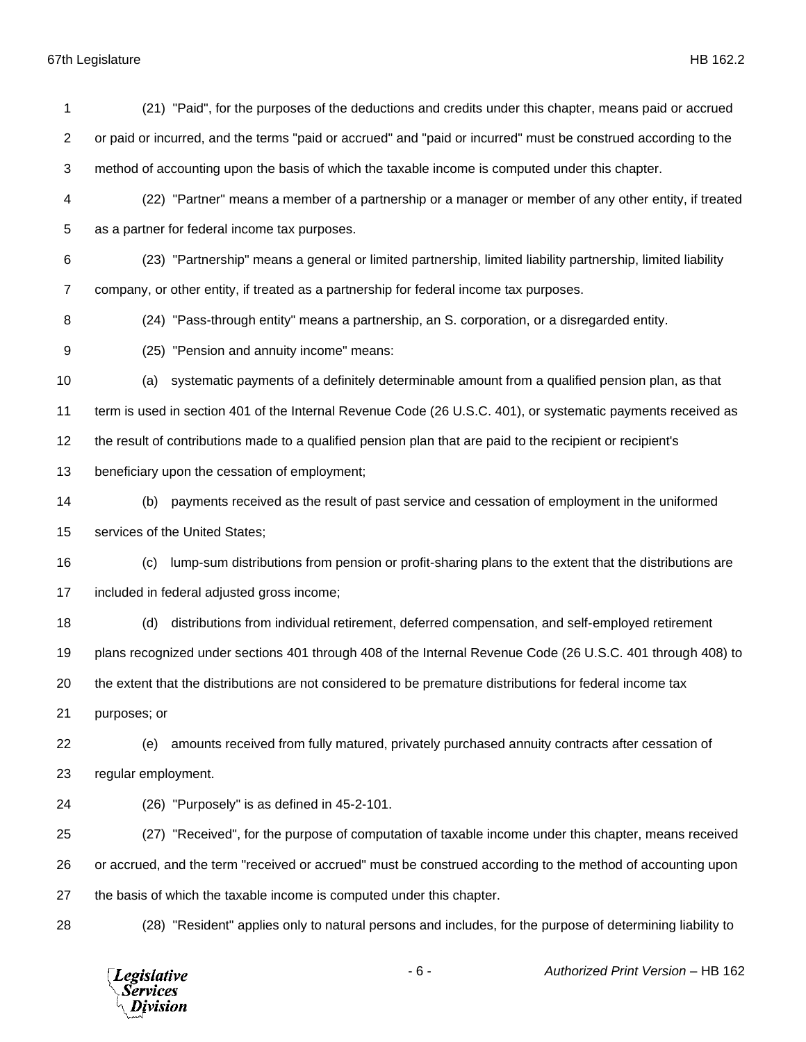(21) "Paid", for the purposes of the deductions and credits under this chapter, means paid or accrued or paid or incurred, and the terms "paid or accrued" and "paid or incurred" must be construed according to the method of accounting upon the basis of which the taxable income is computed under this chapter.

(22) "Partner" means a member of a partnership or a manager or member of any other entity, if treated as a partner for federal income tax purposes.

(23) "Partnership" means a general or limited partnership, limited liability partnership, limited liability company, or other entity, if treated as a partnership for federal income tax purposes.

(24) "Pass-through entity" means a partnership, an S. corporation, or a disregarded entity.

(25) "Pension and annuity income" means:

(a) systematic payments of a definitely determinable amount from a qualified pension plan, as that term is used in section 401 of the Internal Revenue Code (26 U.S.C. 401), or systematic payments received as the result of contributions made to a qualified pension plan that are paid to the recipient or recipient's beneficiary upon the cessation of employment;

(b) payments received as the result of past service and cessation of employment in the uniformed services of the United States;

(c) lump-sum distributions from pension or profit-sharing plans to the extent that the distributions are included in federal adjusted gross income;

(d) distributions from individual retirement, deferred compensation, and self-employed retirement plans recognized under sections 401 through 408 of the Internal Revenue Code (26 U.S.C. 401 through 408) to the extent that the distributions are not considered to be premature distributions for federal income tax purposes; or

(e) amounts received from fully matured, privately purchased annuity contracts after cessation of regular employment.

(26) "Purposely" is as defined in 45-2-101.

(27) "Received", for the purpose of computation of taxable income under this chapter, means received or accrued, and the term "received or accrued" must be construed according to the method of accounting upon the basis of which the taxable income is computed under this chapter.

(28) "Resident" applies only to natural persons and includes, for the purpose of determining liability to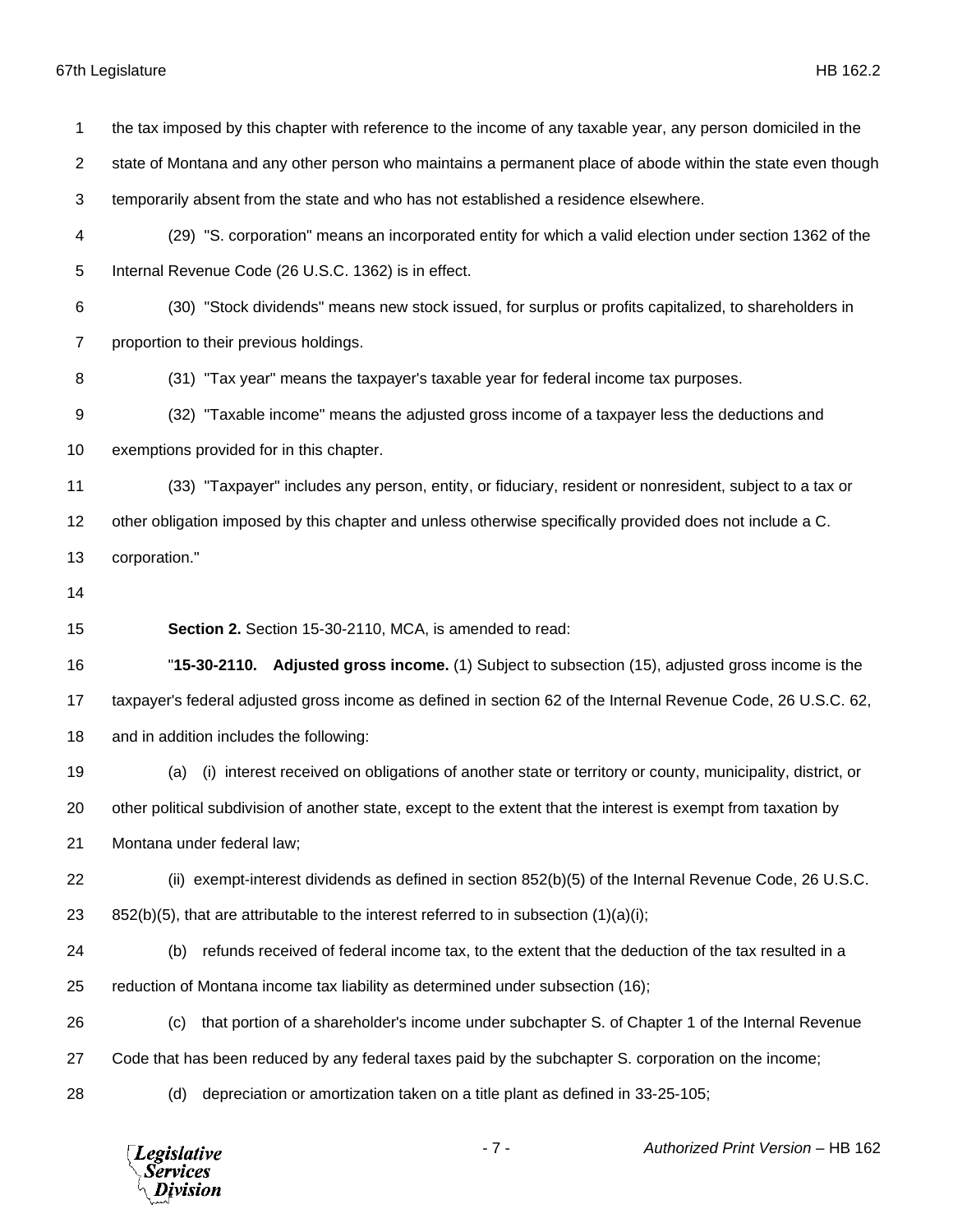the tax imposed by this chapter with reference to the income of any taxable year, any person domiciled in the state of Montana and any other person who maintains a permanent place of abode within the state even though temporarily absent from the state and who has not established a residence elsewhere.

(29) "S. corporation" means an incorporated entity for which a valid election under section 1362 of the Internal Revenue Code (26 U.S.C. 1362) is in effect.

(30) "Stock dividends" means new stock issued, for surplus or profits capitalized, to shareholders in proportion to their previous holdings.

(31) "Tax year" means the taxpayer's taxable year for federal income tax purposes.

(32) "Taxable income" means the adjusted gross income of a taxpayer less the deductions and exemptions provided for in this chapter.

(33) "Taxpayer" includes any person, entity, or fiduciary, resident or nonresident, subject to a tax or other obligation imposed by this chapter and unless otherwise specifically provided does not include a C. corporation."

**Section 2.** Section 15-30-2110, MCA, is amended to read:

"**15-30-2110. Adjusted gross income.** (1) Subject to subsection (15), adjusted gross income is the taxpayer's federal adjusted gross income as defined in section 62 of the Internal Revenue Code, 26 U.S.C. 62, and in addition includes the following:

(a) (i) interest received on obligations of another state or territory or county, municipality, district, or other political subdivision of another state, except to the extent that the interest is exempt from taxation by Montana under federal law;

(ii) exempt-interest dividends as defined in section 852(b)(5) of the Internal Revenue Code, 26 U.S.C. 852(b)(5), that are attributable to the interest referred to in subsection (1)(a)(i);

(b) refunds received of federal income tax, to the extent that the deduction of the tax resulted in a reduction of Montana income tax liability as determined under subsection (16);

(c) that portion of a shareholder's income under subchapter S. of Chapter 1 of the Internal Revenue Code that has been reduced by any federal taxes paid by the subchapter S. corporation on the income;

(d) depreciation or amortization taken on a title plant as defined in 33-25-105;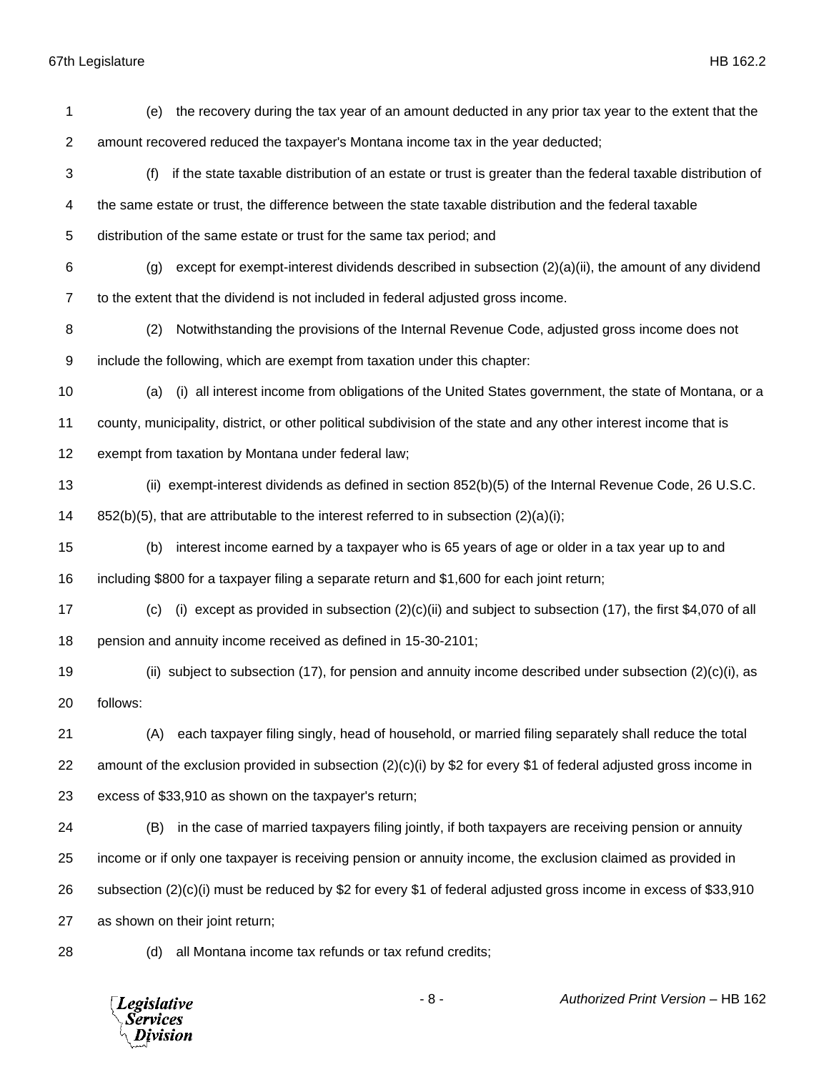(e) the recovery during the tax year of an amount deducted in any prior tax year to the extent that the amount recovered reduced the taxpayer's Montana income tax in the year deducted;

(f) if the state taxable distribution of an estate or trust is greater than the federal taxable distribution of the same estate or trust, the difference between the state taxable distribution and the federal taxable distribution of the same estate or trust for the same tax period; and

(g) except for exempt-interest dividends described in subsection (2)(a)(ii), the amount of any dividend to the extent that the dividend is not included in federal adjusted gross income.

(2) Notwithstanding the provisions of the Internal Revenue Code, adjusted gross income does not include the following, which are exempt from taxation under this chapter:

(a) (i) all interest income from obligations of the United States government, the state of Montana, or a county, municipality, district, or other political subdivision of the state and any other interest income that is exempt from taxation by Montana under federal law;

(ii) exempt-interest dividends as defined in section 852(b)(5) of the Internal Revenue Code, 26 U.S.C. 852(b)(5), that are attributable to the interest referred to in subsection (2)(a)(i);

(b) interest income earned by a taxpayer who is 65 years of age or older in a tax year up to and including $800 for a taxpayer filing a separate return and $1,600 for each joint return;

(c) (i) except as provided in subsection (2)(c)(ii) and subject to subsection (17), the first $4,070 of all pension and annuity income received as defined in 15-30-2101;

(ii) subject to subsection (17), for pension and annuity income described under subsection (2)(c)(i), as follows:

(A) each taxpayer filing singly, head of household, or married filing separately shall reduce the total amount of the exclusion provided in subsection (2)(c)(i) by $2 for every $1 of federal adjusted gross income in excess of $33,910 as shown on the taxpayer's return;

(B) in the case of married taxpayers filing jointly, if both taxpayers are receiving pension or annuity income or if only one taxpayer is receiving pension or annuity income, the exclusion claimed as provided in subsection (2)(c)(i) must be reduced by $2 for every $1 of federal adjusted gross income in excess of $33,910 as shown on their joint return;

(d) all Montana income tax refunds or tax refund credits;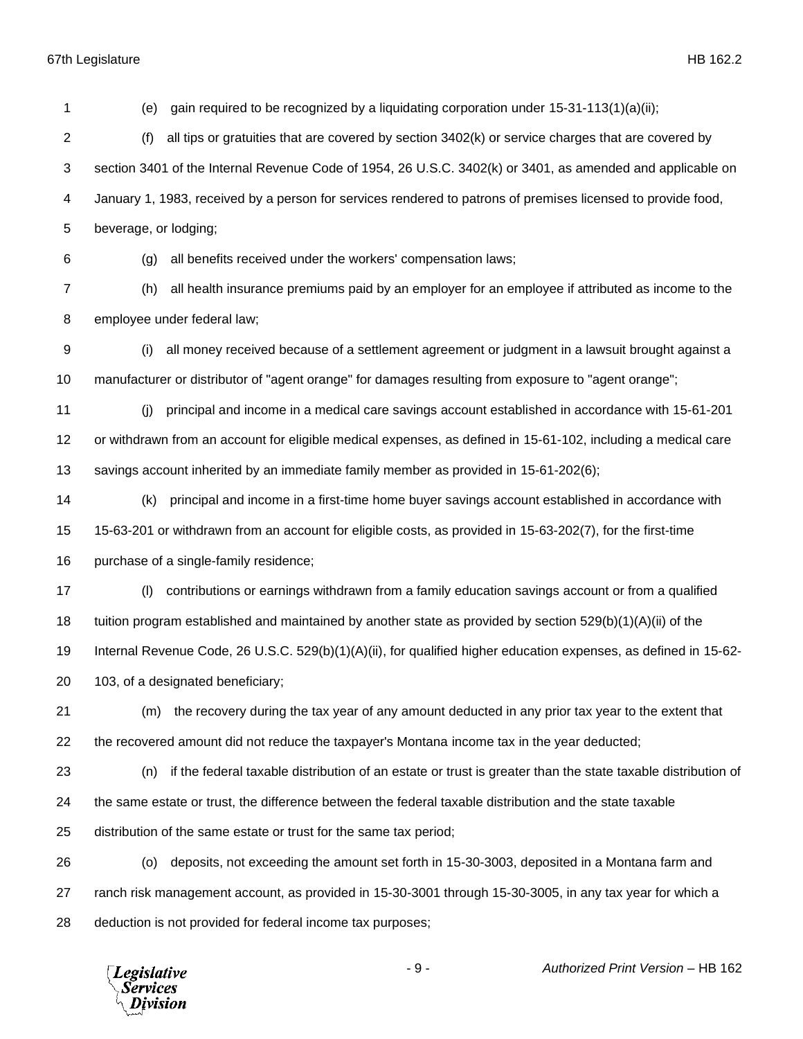(e) gain required to be recognized by a liquidating corporation under 15-31-113(1)(a)(ii);

(f) all tips or gratuities that are covered by section 3402(k) or service charges that are covered by section 3401 of the Internal Revenue Code of 1954, 26 U.S.C. 3402(k) or 3401, as amended and applicable on January 1, 1983, received by a person for services rendered to patrons of premises licensed to provide food, beverage, or lodging;

(g) all benefits received under the workers' compensation laws;

(h) all health insurance premiums paid by an employer for an employee if attributed as income to the employee under federal law;

(i) all money received because of a settlement agreement or judgment in a lawsuit brought against a manufacturer or distributor of "agent orange" for damages resulting from exposure to "agent orange";

(j) principal and income in a medical care savings account established in accordance with 15-61-201 or withdrawn from an account for eligible medical expenses, as defined in 15-61-102, including a medical care savings account inherited by an immediate family member as provided in 15-61-202(6);

(k) principal and income in a first-time home buyer savings account established in accordance with 15-63-201 or withdrawn from an account for eligible costs, as provided in 15-63-202(7), for the first-time purchase of a single-family residence;

(l) contributions or earnings withdrawn from a family education savings account or from a qualified tuition program established and maintained by another state as provided by section 529(b)(1)(A)(ii) of the Internal Revenue Code, 26 U.S.C. 529(b)(1)(A)(ii), for qualified higher education expenses, as defined in 15-62-103, of a designated beneficiary;

(m) the recovery during the tax year of any amount deducted in any prior tax year to the extent that the recovered amount did not reduce the taxpayer's Montana income tax in the year deducted;

(n) if the federal taxable distribution of an estate or trust is greater than the state taxable distribution of the same estate or trust, the difference between the federal taxable distribution and the state taxable distribution of the same estate or trust for the same tax period;

(o) deposits, not exceeding the amount set forth in 15-30-3003, deposited in a Montana farm and ranch risk management account, as provided in 15-30-3001 through 15-30-3005, in any tax year for which a deduction is not provided for federal income tax purposes;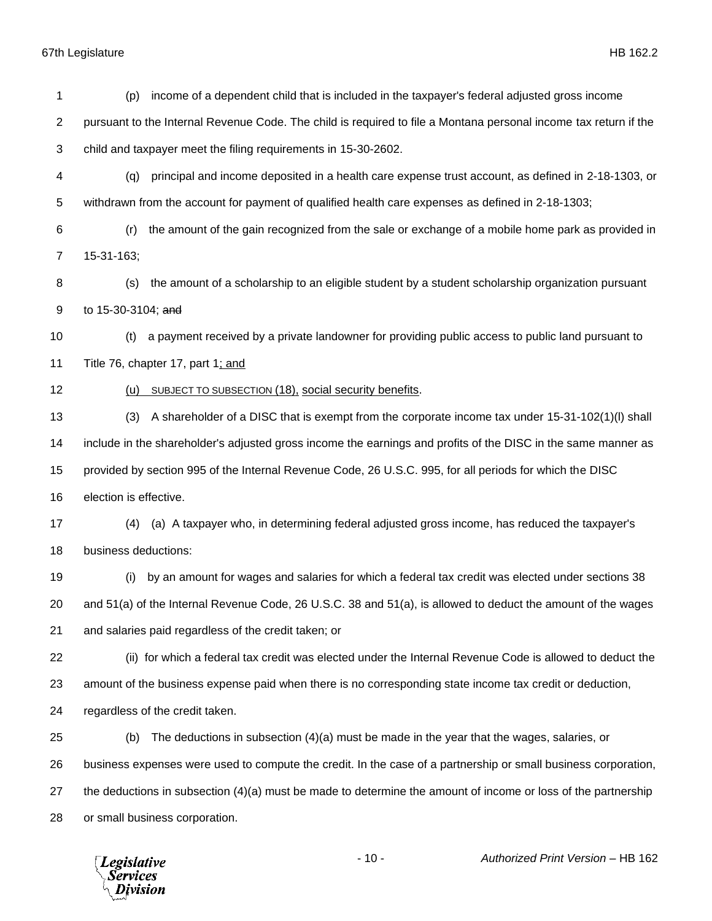(p) income of a dependent child that is included in the taxpayer's federal adjusted gross income pursuant to the Internal Revenue Code. The child is required to file a Montana personal income tax return if the child and taxpayer meet the filing requirements in 15-30-2602.

(q) principal and income deposited in a health care expense trust account, as defined in 2-18-1303, or withdrawn from the account for payment of qualified health care expenses as defined in 2-18-1303;

(r) the amount of the gain recognized from the sale or exchange of a mobile home park as provided in 15-31-163;

(s) the amount of a scholarship to an eligible student by a student scholarship organization pursuant to 15-30-3104; ~~and~~

(t) a payment received by a private landowner for providing public access to public land pursuant to Title 76, chapter 17, part 1<u>; and</u>

<u>(u) SUBJECT TO SUBSECTION (18), social security benefits</u>.

(3) A shareholder of a DISC that is exempt from the corporate income tax under 15-31-102(1)(l) shall include in the shareholder's adjusted gross income the earnings and profits of the DISC in the same manner as provided by section 995 of the Internal Revenue Code, 26 U.S.C. 995, for all periods for which the DISC election is effective.

(4) (a) A taxpayer who, in determining federal adjusted gross income, has reduced the taxpayer's business deductions:

(i) by an amount for wages and salaries for which a federal tax credit was elected under sections 38 and 51(a) of the Internal Revenue Code, 26 U.S.C. 38 and 51(a), is allowed to deduct the amount of the wages and salaries paid regardless of the credit taken; or

(ii) for which a federal tax credit was elected under the Internal Revenue Code is allowed to deduct the amount of the business expense paid when there is no corresponding state income tax credit or deduction, regardless of the credit taken.

(b) The deductions in subsection (4)(a) must be made in the year that the wages, salaries, or business expenses were used to compute the credit. In the case of a partnership or small business corporation, the deductions in subsection (4)(a) must be made to determine the amount of income or loss of the partnership or small business corporation.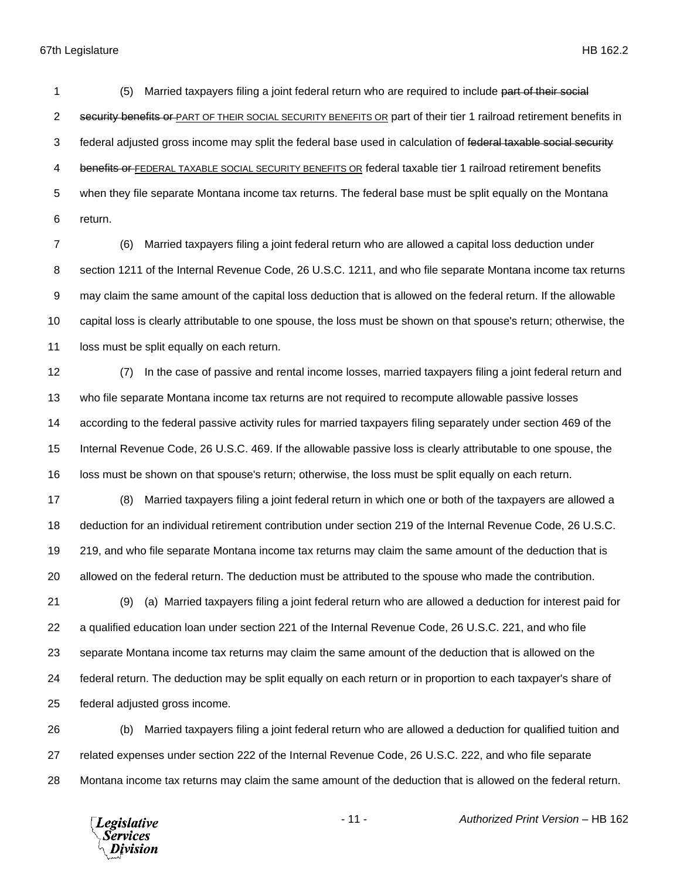(5) Married taxpayers filing a joint federal return who are required to include ~~part of their social security benefits or~~ PART OF THEIR SOCIAL SECURITY BENEFITS OR part of their tier 1 railroad retirement benefits in federal adjusted gross income may split the federal base used in calculation of ~~federal taxable social security benefits or~~ FEDERAL TAXABLE SOCIAL SECURITY BENEFITS OR federal taxable tier 1 railroad retirement benefits when they file separate Montana income tax returns. The federal base must be split equally on the Montana return.

(6) Married taxpayers filing a joint federal return who are allowed a capital loss deduction under section 1211 of the Internal Revenue Code, 26 U.S.C. 1211, and who file separate Montana income tax returns may claim the same amount of the capital loss deduction that is allowed on the federal return. If the allowable capital loss is clearly attributable to one spouse, the loss must be shown on that spouse's return; otherwise, the loss must be split equally on each return.

(7) In the case of passive and rental income losses, married taxpayers filing a joint federal return and who file separate Montana income tax returns are not required to recompute allowable passive losses according to the federal passive activity rules for married taxpayers filing separately under section 469 of the Internal Revenue Code, 26 U.S.C. 469. If the allowable passive loss is clearly attributable to one spouse, the loss must be shown on that spouse's return; otherwise, the loss must be split equally on each return.

(8) Married taxpayers filing a joint federal return in which one or both of the taxpayers are allowed a deduction for an individual retirement contribution under section 219 of the Internal Revenue Code, 26 U.S.C. 219, and who file separate Montana income tax returns may claim the same amount of the deduction that is allowed on the federal return. The deduction must be attributed to the spouse who made the contribution.

(9) (a) Married taxpayers filing a joint federal return who are allowed a deduction for interest paid for a qualified education loan under section 221 of the Internal Revenue Code, 26 U.S.C. 221, and who file separate Montana income tax returns may claim the same amount of the deduction that is allowed on the federal return. The deduction may be split equally on each return or in proportion to each taxpayer's share of federal adjusted gross income.

(b) Married taxpayers filing a joint federal return who are allowed a deduction for qualified tuition and related expenses under section 222 of the Internal Revenue Code, 26 U.S.C. 222, and who file separate Montana income tax returns may claim the same amount of the deduction that is allowed on the federal return.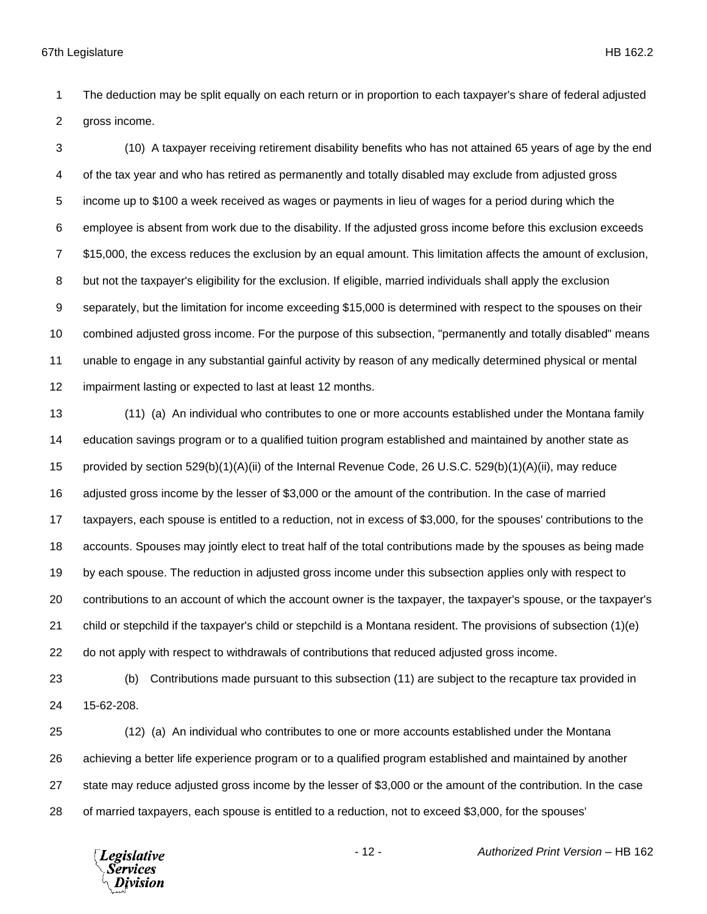The deduction may be split equally on each return or in proportion to each taxpayer's share of federal adjusted gross income.

(10) A taxpayer receiving retirement disability benefits who has not attained 65 years of age by the end of the tax year and who has retired as permanently and totally disabled may exclude from adjusted gross income up to $100 a week received as wages or payments in lieu of wages for a period during which the employee is absent from work due to the disability. If the adjusted gross income before this exclusion exceeds $15,000, the excess reduces the exclusion by an equal amount. This limitation affects the amount of exclusion, but not the taxpayer's eligibility for the exclusion. If eligible, married individuals shall apply the exclusion separately, but the limitation for income exceeding $15,000 is determined with respect to the spouses on their combined adjusted gross income. For the purpose of this subsection, "permanently and totally disabled" means unable to engage in any substantial gainful activity by reason of any medically determined physical or mental impairment lasting or expected to last at least 12 months.

(11) (a) An individual who contributes to one or more accounts established under the Montana family education savings program or to a qualified tuition program established and maintained by another state as provided by section 529(b)(1)(A)(ii) of the Internal Revenue Code, 26 U.S.C. 529(b)(1)(A)(ii), may reduce adjusted gross income by the lesser of $3,000 or the amount of the contribution. In the case of married taxpayers, each spouse is entitled to a reduction, not in excess of $3,000, for the spouses' contributions to the accounts. Spouses may jointly elect to treat half of the total contributions made by the spouses as being made by each spouse. The reduction in adjusted gross income under this subsection applies only with respect to contributions to an account of which the account owner is the taxpayer, the taxpayer's spouse, or the taxpayer's child or stepchild if the taxpayer's child or stepchild is a Montana resident. The provisions of subsection (1)(e) do not apply with respect to withdrawals of contributions that reduced adjusted gross income.

(b) Contributions made pursuant to this subsection (11) are subject to the recapture tax provided in 15-62-208.

(12) (a) An individual who contributes to one or more accounts established under the Montana achieving a better life experience program or to a qualified program established and maintained by another state may reduce adjusted gross income by the lesser of $3,000 or the amount of the contribution. In the case of married taxpayers, each spouse is entitled to a reduction, not to exceed $3,000, for the spouses'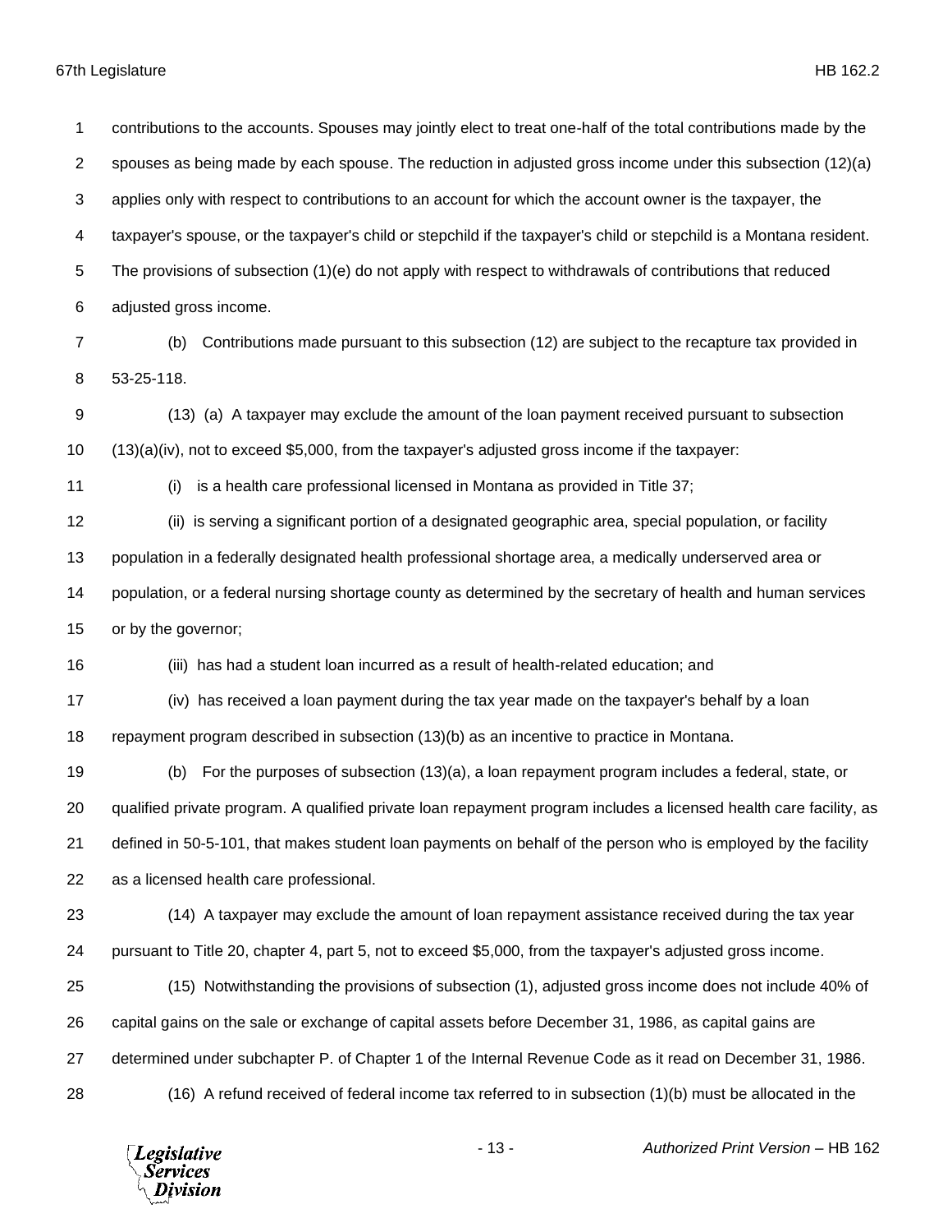contributions to the accounts. Spouses may jointly elect to treat one-half of the total contributions made by the spouses as being made by each spouse. The reduction in adjusted gross income under this subsection (12)(a) applies only with respect to contributions to an account for which the account owner is the taxpayer, the taxpayer's spouse, or the taxpayer's child or stepchild if the taxpayer's child or stepchild is a Montana resident. The provisions of subsection (1)(e) do not apply with respect to withdrawals of contributions that reduced adjusted gross income.

(b) Contributions made pursuant to this subsection (12) are subject to the recapture tax provided in 53-25-118.

(13) (a) A taxpayer may exclude the amount of the loan payment received pursuant to subsection (13)(a)(iv), not to exceed $5,000, from the taxpayer's adjusted gross income if the taxpayer:

(i) is a health care professional licensed in Montana as provided in Title 37;

(ii) is serving a significant portion of a designated geographic area, special population, or facility population in a federally designated health professional shortage area, a medically underserved area or population, or a federal nursing shortage county as determined by the secretary of health and human services or by the governor;

(iii) has had a student loan incurred as a result of health-related education; and

(iv) has received a loan payment during the tax year made on the taxpayer's behalf by a loan repayment program described in subsection (13)(b) as an incentive to practice in Montana.

(b) For the purposes of subsection (13)(a), a loan repayment program includes a federal, state, or qualified private program. A qualified private loan repayment program includes a licensed health care facility, as defined in 50-5-101, that makes student loan payments on behalf of the person who is employed by the facility as a licensed health care professional.

(14) A taxpayer may exclude the amount of loan repayment assistance received during the tax year pursuant to Title 20, chapter 4, part 5, not to exceed $5,000, from the taxpayer's adjusted gross income.

(15) Notwithstanding the provisions of subsection (1), adjusted gross income does not include 40% of capital gains on the sale or exchange of capital assets before December 31, 1986, as capital gains are determined under subchapter P. of Chapter 1 of the Internal Revenue Code as it read on December 31, 1986.

(16) A refund received of federal income tax referred to in subsection (1)(b) must be allocated in the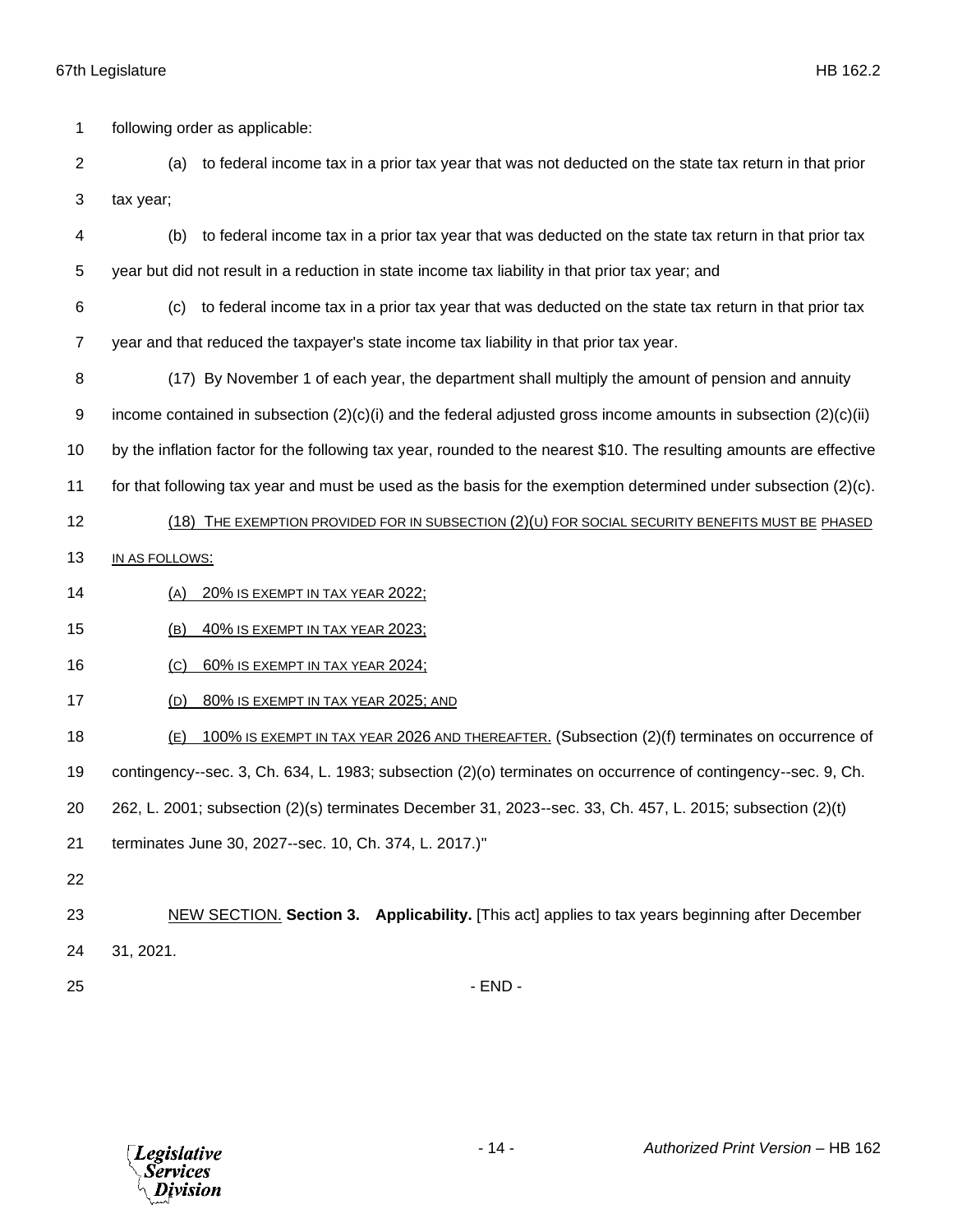following order as applicable:

(a) to federal income tax in a prior tax year that was not deducted on the state tax return in that prior tax year;

(b) to federal income tax in a prior tax year that was deducted on the state tax return in that prior tax year but did not result in a reduction in state income tax liability in that prior tax year; and

(c) to federal income tax in a prior tax year that was deducted on the state tax return in that prior tax year and that reduced the taxpayer's state income tax liability in that prior tax year.

(17) By November 1 of each year, the department shall multiply the amount of pension and annuity income contained in subsection (2)(c)(i) and the federal adjusted gross income amounts in subsection (2)(c)(ii) by the inflation factor for the following tax year, rounded to the nearest $10. The resulting amounts are effective for that following tax year and must be used as the basis for the exemption determined under subsection (2)(c).

(18) THE EXEMPTION PROVIDED FOR IN SUBSECTION (2)(U) FOR SOCIAL SECURITY BENEFITS MUST BE PHASED IN AS FOLLOWS:

(A) 20% IS EXEMPT IN TAX YEAR 2022;

(B) 40% IS EXEMPT IN TAX YEAR 2023;

(C) 60% IS EXEMPT IN TAX YEAR 2024;

(D) 80% IS EXEMPT IN TAX YEAR 2025; AND

(E) 100% IS EXEMPT IN TAX YEAR 2026 AND THEREAFTER. (Subsection (2)(f) terminates on occurrence of contingency--sec. 3, Ch. 634, L. 1983; subsection (2)(o) terminates on occurrence of contingency--sec. 9, Ch. 262, L. 2001; subsection (2)(s) terminates December 31, 2023--sec. 33, Ch. 457, L. 2015; subsection (2)(t) terminates June 30, 2027--sec. 10, Ch. 374, L. 2017.)"

NEW SECTION. **Section 3. Applicability.** [This act] applies to tax years beginning after December 31, 2021.

- END -